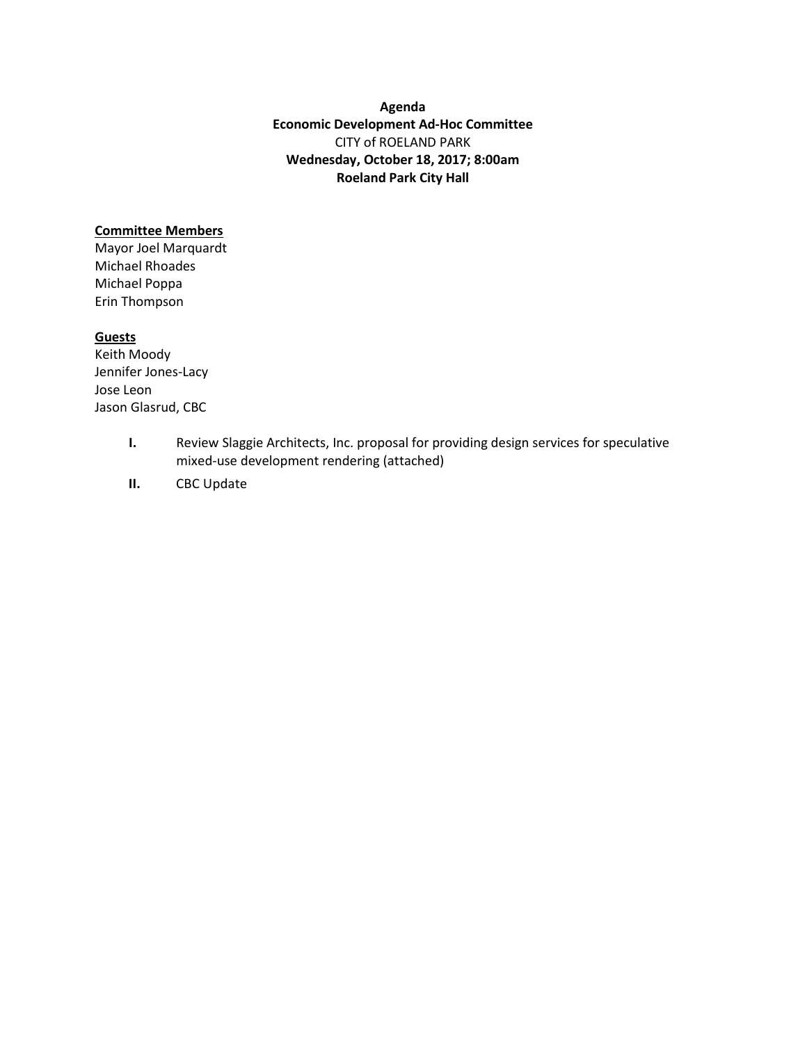**Agenda**
**Economic Development Ad-Hoc Committee**
CITY of ROELAND PARK
**Wednesday, October 18, 2017; 8:00am**
**Roeland Park City Hall**

**Committee Members**
Mayor Joel Marquardt
Michael Rhoades
Michael Poppa
Erin Thompson

**Guests**
Keith Moody
Jennifer Jones-Lacy
Jose Leon
Jason Glasrud, CBC

**I.** Review Slaggie Architects, Inc. proposal for providing design services for speculative mixed-use development rendering (attached)

**II.** CBC Update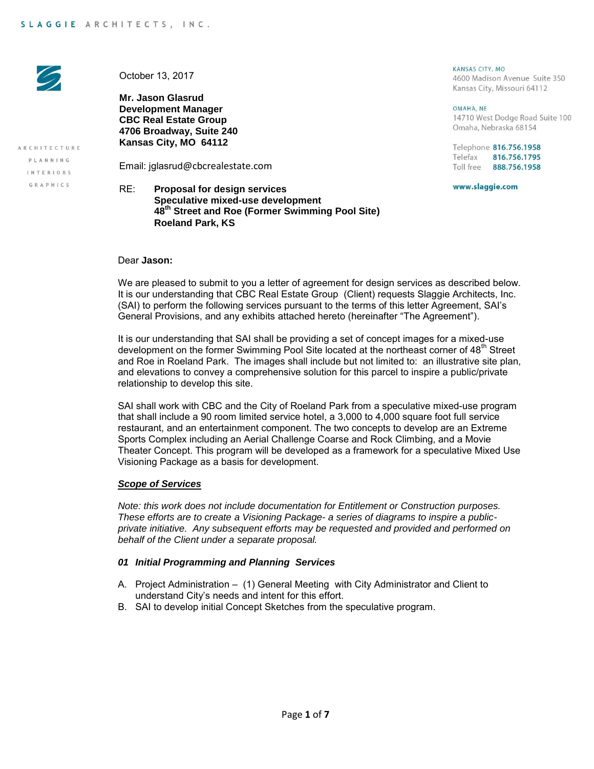SLAGGIE ARCHITECTS, INC.

ARCHITECTURE
PLANNING
INTERIORS
GRAPHICS

October 13, 2017

**Mr. Jason Glasrud**
**Development Manager**
**CBC Real Estate Group**
**4706 Broadway, Suite 240**
**Kansas City, MO 64112**

Email: jglasrud@cbcrealestate.com

KANSAS CITY, MO
4600 Madison Avenue Suite 350
Kansas City, Missouri 64112

OMAHA, NE
14710 West Dodge Road Suite 100
Omaha, Nebraska 68154

Telephone 816.756.1958
Telefax 816.756.1795
Toll free 888.756.1958

www.slaggie.com

RE: **Proposal for design services**
**Speculative mixed-use development**
**48th Street and Roe (Former Swimming Pool Site)**
**Roeland Park, KS**

Dear **Jason:**

We are pleased to submit to you a letter of agreement for design services as described below. It is our understanding that CBC Real Estate Group (Client) requests Slaggie Architects, Inc. (SAI) to perform the following services pursuant to the terms of this letter Agreement, SAI's General Provisions, and any exhibits attached hereto (hereinafter "The Agreement").

It is our understanding that SAI shall be providing a set of concept images for a mixed-use development on the former Swimming Pool Site located at the northeast corner of 48th Street and Roe in Roeland Park. The images shall include but not limited to: an illustrative site plan, and elevations to convey a comprehensive solution for this parcel to inspire a public/private relationship to develop this site.

SAI shall work with CBC and the City of Roeland Park from a speculative mixed-use program that shall include a 90 room limited service hotel, a 3,000 to 4,000 square foot full service restaurant, and an entertainment component. The two concepts to develop are an Extreme Sports Complex including an Aerial Challenge Coarse and Rock Climbing, and a Movie Theater Concept. This program will be developed as a framework for a speculative Mixed Use Visioning Package as a basis for development.

***Scope of Services***

*Note: this work does not include documentation for Entitlement or Construction purposes. These efforts are to create a Visioning Package- a series of diagrams to inspire a public-private initiative. Any subsequent efforts may be requested and provided and performed on behalf of the Client under a separate proposal.*

***01 Initial Programming and Planning Services***

A. Project Administration – (1) General Meeting with City Administrator and Client to understand City's needs and intent for this effort.
B. SAI to develop initial Concept Sketches from the speculative program.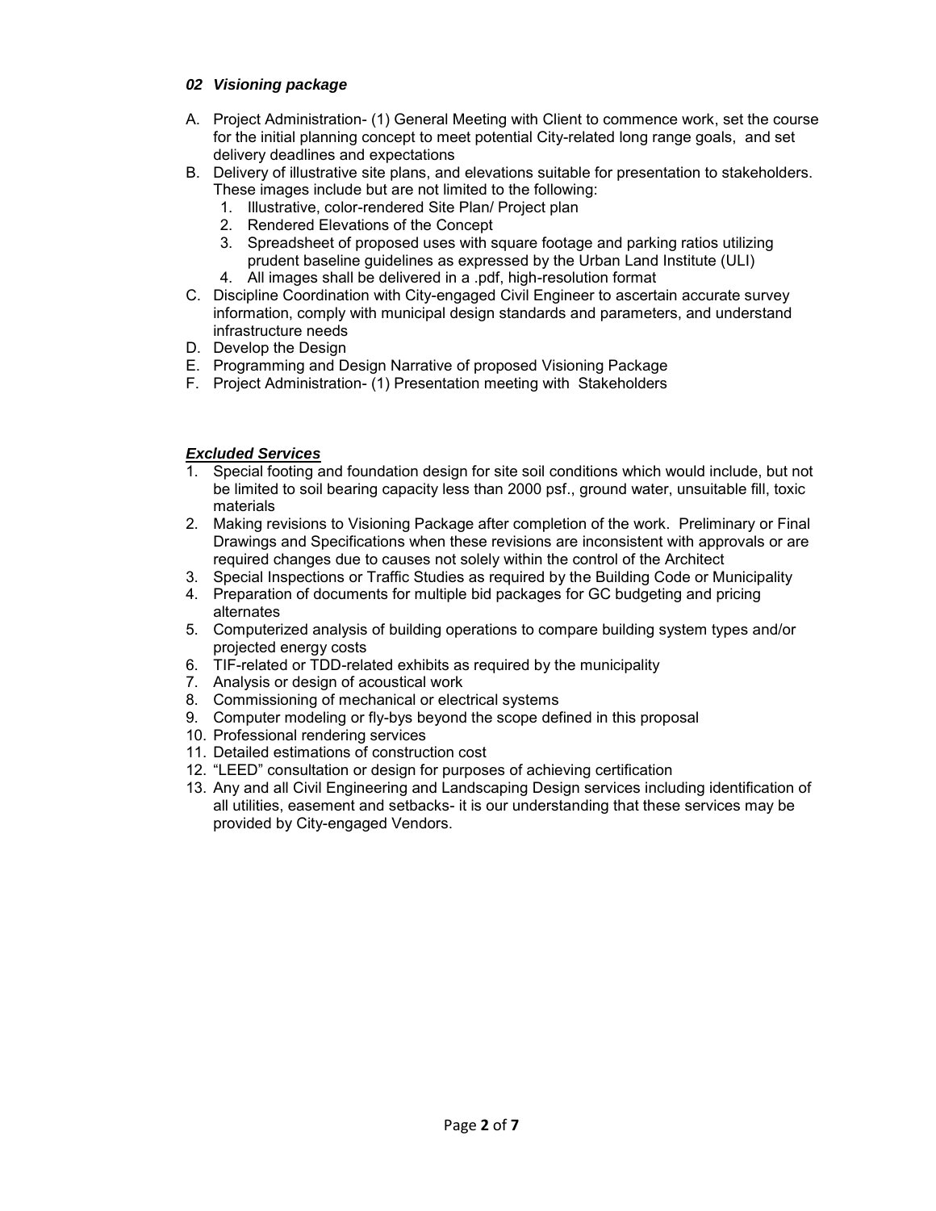### *02 Visioning package*

A. Project Administration- (1) General Meeting with Client to commence work, set the course for the initial planning concept to meet potential City-related long range goals, and set delivery deadlines and expectations
B. Delivery of illustrative site plans, and elevations suitable for presentation to stakeholders. These images include but are not limited to the following:
   1. Illustrative, color-rendered Site Plan/ Project plan
   2. Rendered Elevations of the Concept
   3. Spreadsheet of proposed uses with square footage and parking ratios utilizing prudent baseline guidelines as expressed by the Urban Land Institute (ULI)
   4. All images shall be delivered in a .pdf, high-resolution format
C. Discipline Coordination with City-engaged Civil Engineer to ascertain accurate survey information, comply with municipal design standards and parameters, and understand infrastructure needs
D. Develop the Design
E. Programming and Design Narrative of proposed Visioning Package
F. Project Administration- (1) Presentation meeting with Stakeholders

***Excluded Services***

1. Special footing and foundation design for site soil conditions which would include, but not be limited to soil bearing capacity less than 2000 psf., ground water, unsuitable fill, toxic materials
2. Making revisions to Visioning Package after completion of the work. Preliminary or Final Drawings and Specifications when these revisions are inconsistent with approvals or are required changes due to causes not solely within the control of the Architect
3. Special Inspections or Traffic Studies as required by the Building Code or Municipality
4. Preparation of documents for multiple bid packages for GC budgeting and pricing alternates
5. Computerized analysis of building operations to compare building system types and/or projected energy costs
6. TIF-related or TDD-related exhibits as required by the municipality
7. Analysis or design of acoustical work
8. Commissioning of mechanical or electrical systems
9. Computer modeling or fly-bys beyond the scope defined in this proposal
10. Professional rendering services
11. Detailed estimations of construction cost
12. "LEED" consultation or design for purposes of achieving certification
13. Any and all Civil Engineering and Landscaping Design services including identification of all utilities, easement and setbacks- it is our understanding that these services may be provided by City-engaged Vendors.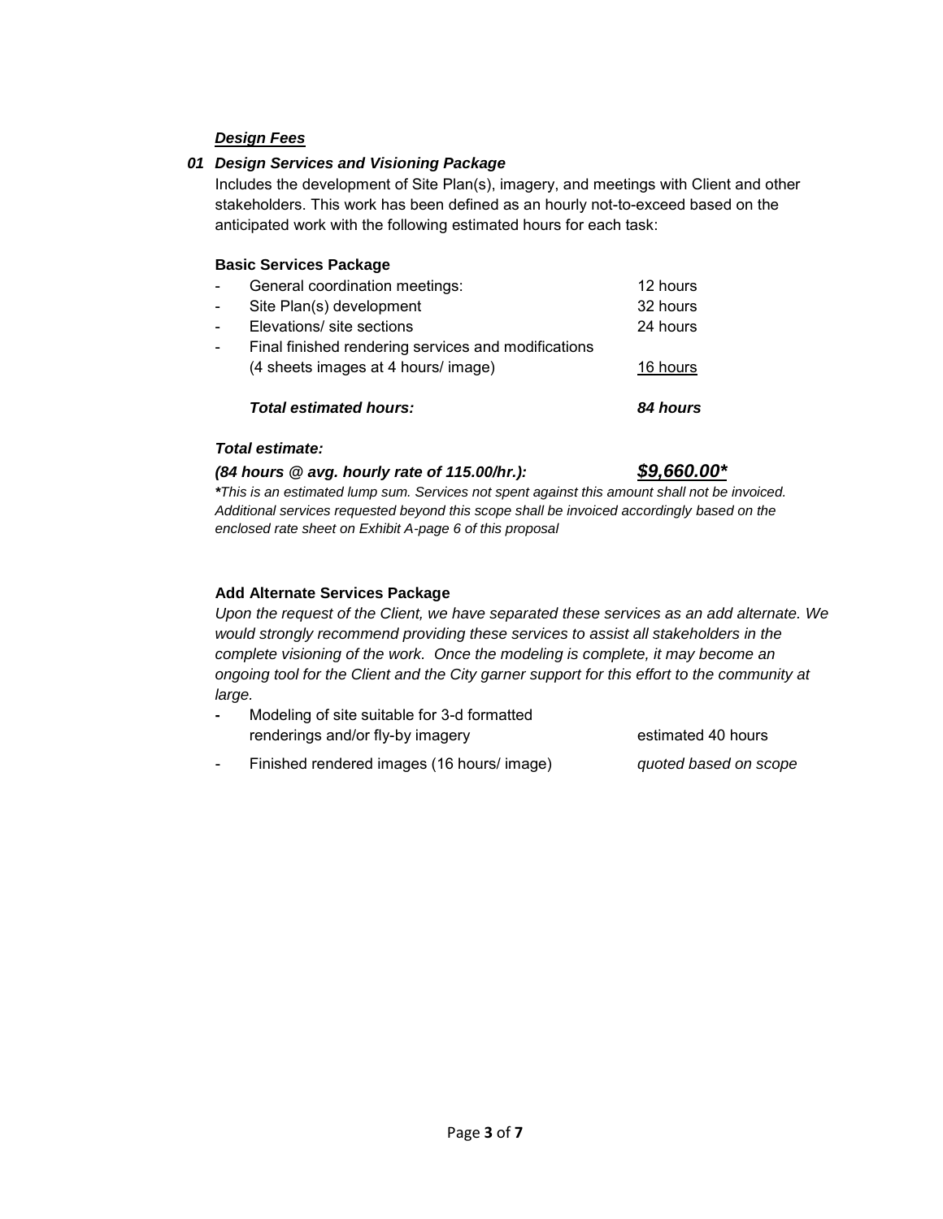***Design Fees***

### *01 Design Services and Visioning Package*

Includes the development of Site Plan(s), imagery, and meetings with Client and other stakeholders. This work has been defined as an hourly not-to-exceed based on the anticipated work with the following estimated hours for each task:

**Basic Services Package**

| | | |
|---|---|---|
| - | General coordination meetings: | 12 hours |
| - | Site Plan(s) development | 32 hours |
| - | Elevations/ site sections | 24 hours |
| - | Final finished rendering services and modifications (4 sheets images at 4 hours/ image) | 16 hours |
| | ***Total estimated hours:*** | ***84 hours*** |

***Total estimate:***

***(84 hours @ avg. hourly rate of 115.00/hr.):*** ***$9,660.00****

****This is an estimated lump sum. Services not spent against this amount shall not be invoiced. Additional services requested beyond this scope shall be invoiced accordingly based on the enclosed rate sheet on Exhibit A-page 6 of this proposal*

**Add Alternate Services Package**

*Upon the request of the Client, we have separated these services as an add alternate. We would strongly recommend providing these services to assist all stakeholders in the complete visioning of the work. Once the modeling is complete, it may become an ongoing tool for the Client and the City garner support for this effort to the community at large.*

| | | |
|---|---|---|
| - | Modeling of site suitable for 3-d formatted renderings and/or fly-by imagery | estimated 40 hours |
| - | Finished rendered images (16 hours/ image) | *quoted based on scope* |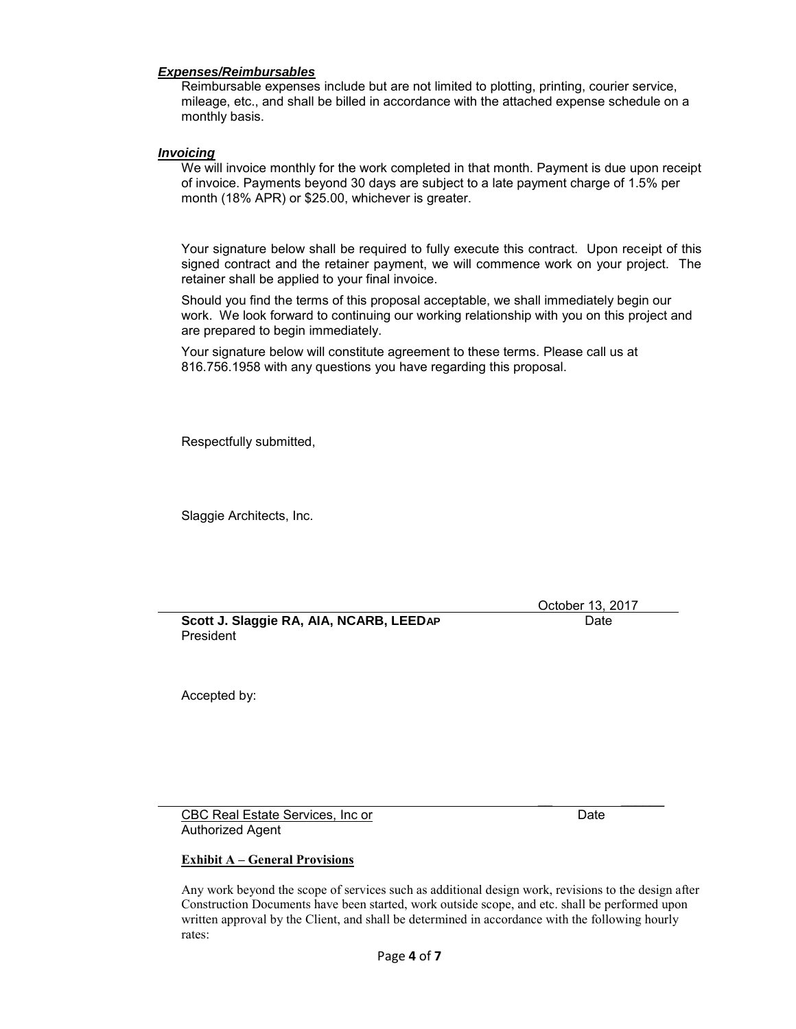***Expenses/Reimbursables***

Reimbursable expenses include but are not limited to plotting, printing, courier service, mileage, etc., and shall be billed in accordance with the attached expense schedule on a monthly basis.

***Invoicing***

We will invoice monthly for the work completed in that month. Payment is due upon receipt of invoice. Payments beyond 30 days are subject to a late payment charge of 1.5% per month (18% APR) or $25.00, whichever is greater.

Your signature below shall be required to fully execute this contract. Upon receipt of this signed contract and the retainer payment, we will commence work on your project. The retainer shall be applied to your final invoice.

Should you find the terms of this proposal acceptable, we shall immediately begin our work. We look forward to continuing our working relationship with you on this project and are prepared to begin immediately.

Your signature below will constitute agreement to these terms. Please call us at 816.756.1958 with any questions you have regarding this proposal.

Respectfully submitted,

Slaggie Architects, Inc.

\_\_\_\_\_\_\_\_\_\_\_\_\_\_\_\_\_\_\_\_\_\_\_\_\_\_\_\_\_\_\_\_\_\_\_\_\_\_\_\_ October 13, 2017

**Scott J. Slaggie RA, AIA, NCARB, LEEDAP** Date
President

Accepted by:

\_\_\_\_\_\_\_\_\_\_\_\_\_\_\_\_\_\_\_\_\_\_\_\_\_\_\_\_\_\_\_\_\_\_\_\_\_\_\_\_ \_\_\_\_\_\_\_\_\_\_

CBC Real Estate Services, Inc or Date
Authorized Agent

**Exhibit A – General Provisions**

Any work beyond the scope of services such as additional design work, revisions to the design after Construction Documents have been started, work outside scope, and etc. shall be performed upon written approval by the Client, and shall be determined in accordance with the following hourly rates: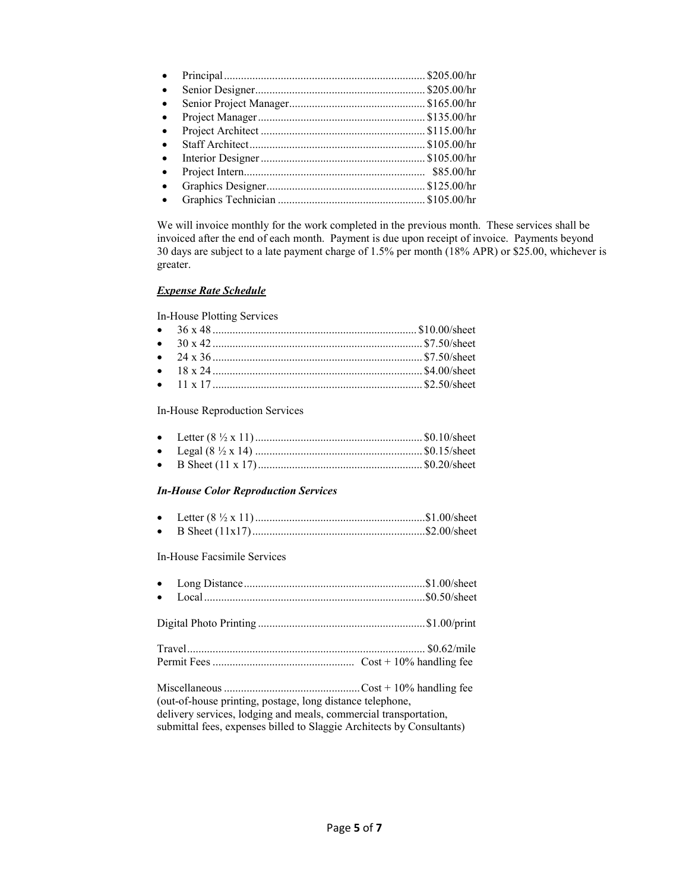- Principal ...................................................................... $205.00/hr
- Senior Designer ........................................................... $205.00/hr
- Senior Project Manager ................................................ $165.00/hr
- Project Manager .......................................................... $135.00/hr
- Project Architect ......................................................... $115.00/hr
- Staff Architect ............................................................. $105.00/hr
- Interior Designer ......................................................... $105.00/hr
- Project Intern ............................................................... $85.00/hr
- Graphics Designer ........................................................ $125.00/hr
- Graphics Technician .................................................... $105.00/hr

We will invoice monthly for the work completed in the previous month. These services shall be invoiced after the end of each month. Payment is due upon receipt of invoice. Payments beyond 30 days are subject to a late payment charge of 1.5% per month (18% APR) or $25.00, whichever is greater.

***Expense Rate Schedule***

In-House Plotting Services

- 36 x 48 ....................................................................... $10.00/sheet
- 30 x 42 ......................................................................... $7.50/sheet
- 24 x 36 ......................................................................... $7.50/sheet
- 18 x 24 ......................................................................... $4.00/sheet
- 11 x 17 ......................................................................... $2.50/sheet

In-House Reproduction Services

- Letter (8 ½ x 11) .......................................................... $0.10/sheet
- Legal (8 ½ x 14) .......................................................... $0.15/sheet
- B Sheet (11 x 17) ......................................................... $0.20/sheet

***In-House Color Reproduction Services***

- Letter (8 ½ x 11) ........................................................... $1.00/sheet
- B Sheet (11x17) ............................................................ $2.00/sheet

In-House Facsimile Services

- Long Distance ............................................................... $1.00/sheet
- Local ............................................................................. $0.50/sheet

Digital Photo Printing .......................................................... $1.00/print

Travel .................................................................................. $0.62/mile
Permit Fees ................................................. Cost + 10% handling fee

Miscellaneous ............................................... Cost + 10% handling fee
(out-of-house printing, postage, long distance telephone,
delivery services, lodging and meals, commercial transportation,
submittal fees, expenses billed to Slaggie Architects by Consultants)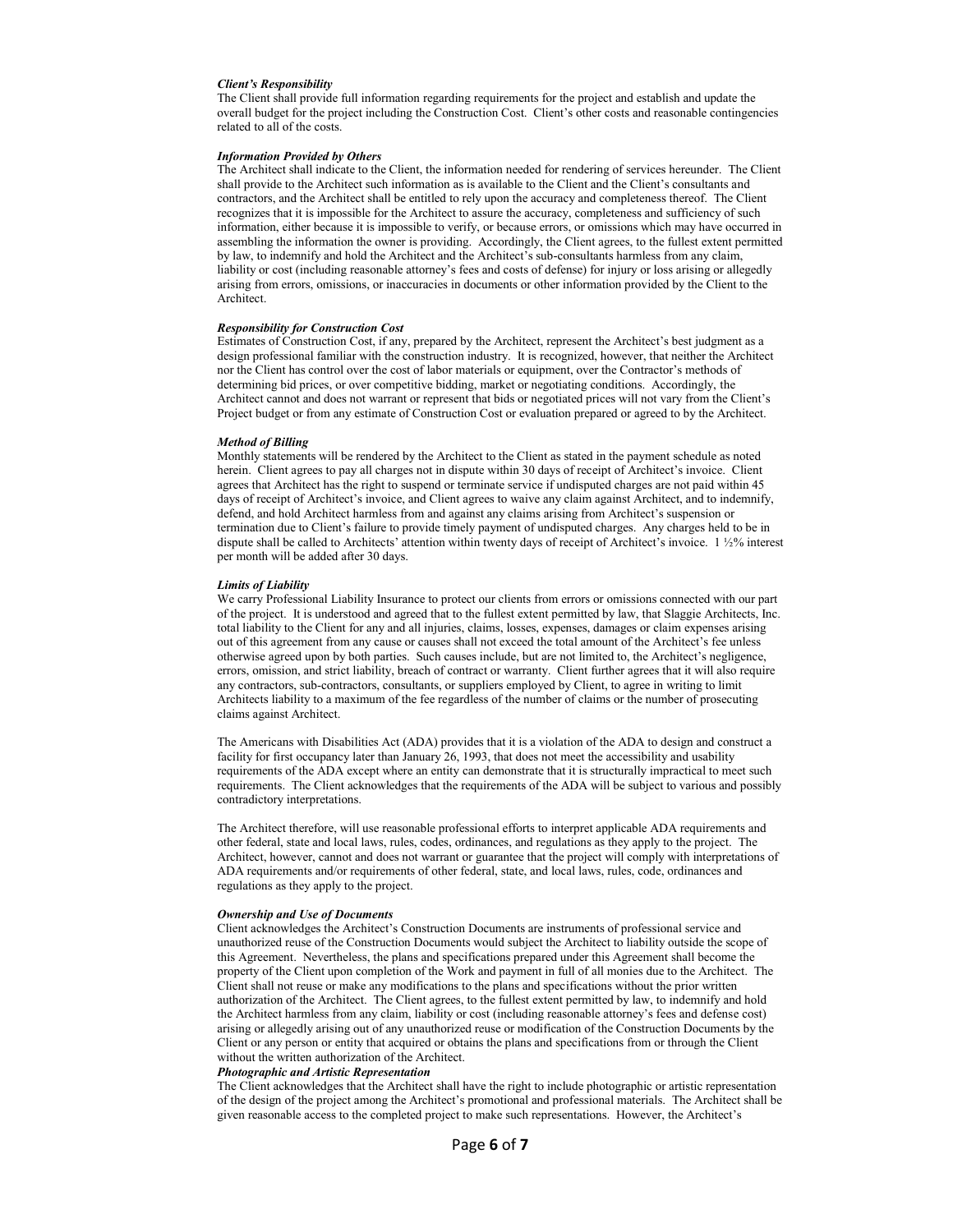***Client's Responsibility***

The Client shall provide full information regarding requirements for the project and establish and update the overall budget for the project including the Construction Cost. Client's other costs and reasonable contingencies related to all of the costs.

***Information Provided by Others***

The Architect shall indicate to the Client, the information needed for rendering of services hereunder. The Client shall provide to the Architect such information as is available to the Client and the Client's consultants and contractors, and the Architect shall be entitled to rely upon the accuracy and completeness thereof. The Client recognizes that it is impossible for the Architect to assure the accuracy, completeness and sufficiency of such information, either because it is impossible to verify, or because errors, or omissions which may have occurred in assembling the information the owner is providing. Accordingly, the Client agrees, to the fullest extent permitted by law, to indemnify and hold the Architect and the Architect's sub-consultants harmless from any claim, liability or cost (including reasonable attorney's fees and costs of defense) for injury or loss arising or allegedly arising from errors, omissions, or inaccuracies in documents or other information provided by the Client to the Architect.

***Responsibility for Construction Cost***

Estimates of Construction Cost, if any, prepared by the Architect, represent the Architect's best judgment as a design professional familiar with the construction industry. It is recognized, however, that neither the Architect nor the Client has control over the cost of labor materials or equipment, over the Contractor's methods of determining bid prices, or over competitive bidding, market or negotiating conditions. Accordingly, the Architect cannot and does not warrant or represent that bids or negotiated prices will not vary from the Client's Project budget or from any estimate of Construction Cost or evaluation prepared or agreed to by the Architect.

***Method of Billing***

Monthly statements will be rendered by the Architect to the Client as stated in the payment schedule as noted herein. Client agrees to pay all charges not in dispute within 30 days of receipt of Architect's invoice. Client agrees that Architect has the right to suspend or terminate service if undisputed charges are not paid within 45 days of receipt of Architect's invoice, and Client agrees to waive any claim against Architect, and to indemnify, defend, and hold Architect harmless from and against any claims arising from Architect's suspension or termination due to Client's failure to provide timely payment of undisputed charges. Any charges held to be in dispute shall be called to Architects' attention within twenty days of receipt of Architect's invoice. 1 ½% interest per month will be added after 30 days.

***Limits of Liability***

We carry Professional Liability Insurance to protect our clients from errors or omissions connected with our part of the project. It is understood and agreed that to the fullest extent permitted by law, that Slaggie Architects, Inc. total liability to the Client for any and all injuries, claims, losses, expenses, damages or claim expenses arising out of this agreement from any cause or causes shall not exceed the total amount of the Architect's fee unless otherwise agreed upon by both parties. Such causes include, but are not limited to, the Architect's negligence, errors, omission, and strict liability, breach of contract or warranty. Client further agrees that it will also require any contractors, sub-contractors, consultants, or suppliers employed by Client, to agree in writing to limit Architects liability to a maximum of the fee regardless of the number of claims or the number of prosecuting claims against Architect.

The Americans with Disabilities Act (ADA) provides that it is a violation of the ADA to design and construct a facility for first occupancy later than January 26, 1993, that does not meet the accessibility and usability requirements of the ADA except where an entity can demonstrate that it is structurally impractical to meet such requirements. The Client acknowledges that the requirements of the ADA will be subject to various and possibly contradictory interpretations.

The Architect therefore, will use reasonable professional efforts to interpret applicable ADA requirements and other federal, state and local laws, rules, codes, ordinances, and regulations as they apply to the project. The Architect, however, cannot and does not warrant or guarantee that the project will comply with interpretations of ADA requirements and/or requirements of other federal, state, and local laws, rules, code, ordinances and regulations as they apply to the project.

***Ownership and Use of Documents***

Client acknowledges the Architect's Construction Documents are instruments of professional service and unauthorized reuse of the Construction Documents would subject the Architect to liability outside the scope of this Agreement. Nevertheless, the plans and specifications prepared under this Agreement shall become the property of the Client upon completion of the Work and payment in full of all monies due to the Architect. The Client shall not reuse or make any modifications to the plans and specifications without the prior written authorization of the Architect. The Client agrees, to the fullest extent permitted by law, to indemnify and hold the Architect harmless from any claim, liability or cost (including reasonable attorney's fees and defense cost) arising or allegedly arising out of any unauthorized reuse or modification of the Construction Documents by the Client or any person or entity that acquired or obtains the plans and specifications from or through the Client without the written authorization of the Architect.

***Photographic and Artistic Representation***

The Client acknowledges that the Architect shall have the right to include photographic or artistic representation of the design of the project among the Architect's promotional and professional materials. The Architect shall be given reasonable access to the completed project to make such representations. However, the Architect's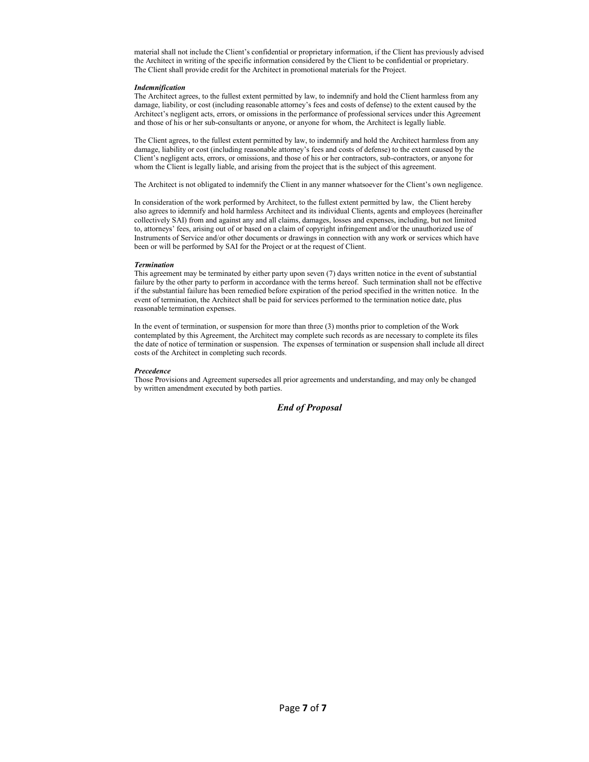material shall not include the Client's confidential or proprietary information, if the Client has previously advised the Architect in writing of the specific information considered by the Client to be confidential or proprietary. The Client shall provide credit for the Architect in promotional materials for the Project.

***Indemnification***

The Architect agrees, to the fullest extent permitted by law, to indemnify and hold the Client harmless from any damage, liability, or cost (including reasonable attorney's fees and costs of defense) to the extent caused by the Architect's negligent acts, errors, or omissions in the performance of professional services under this Agreement and those of his or her sub-consultants or anyone, or anyone for whom, the Architect is legally liable.

The Client agrees, to the fullest extent permitted by law, to indemnify and hold the Architect harmless from any damage, liability or cost (including reasonable attorney's fees and costs of defense) to the extent caused by the Client's negligent acts, errors, or omissions, and those of his or her contractors, sub-contractors, or anyone for whom the Client is legally liable, and arising from the project that is the subject of this agreement.

The Architect is not obligated to indemnify the Client in any manner whatsoever for the Client's own negligence.

In consideration of the work performed by Architect, to the fullest extent permitted by law, the Client hereby also agrees to idemnify and hold harmless Architect and its individual Clients, agents and employees (hereinafter collectively SAI) from and against any and all claims, damages, losses and expenses, including, but not limited to, attorneys' fees, arising out of or based on a claim of copyright infringement and/or the unauthorized use of Instruments of Service and/or other documents or drawings in connection with any work or services which have been or will be performed by SAI for the Project or at the request of Client.

***Termination***

This agreement may be terminated by either party upon seven (7) days written notice in the event of substantial failure by the other party to perform in accordance with the terms hereof. Such termination shall not be effective if the substantial failure has been remedied before expiration of the period specified in the written notice. In the event of termination, the Architect shall be paid for services performed to the termination notice date, plus reasonable termination expenses.

In the event of termination, or suspension for more than three (3) months prior to completion of the Work contemplated by this Agreement, the Architect may complete such records as are necessary to complete its files the date of notice of termination or suspension. The expenses of termination or suspension shall include all direct costs of the Architect in completing such records.

***Precedence***

Those Provisions and Agreement supersedes all prior agreements and understanding, and may only be changed by written amendment executed by both parties.

***End of Proposal***